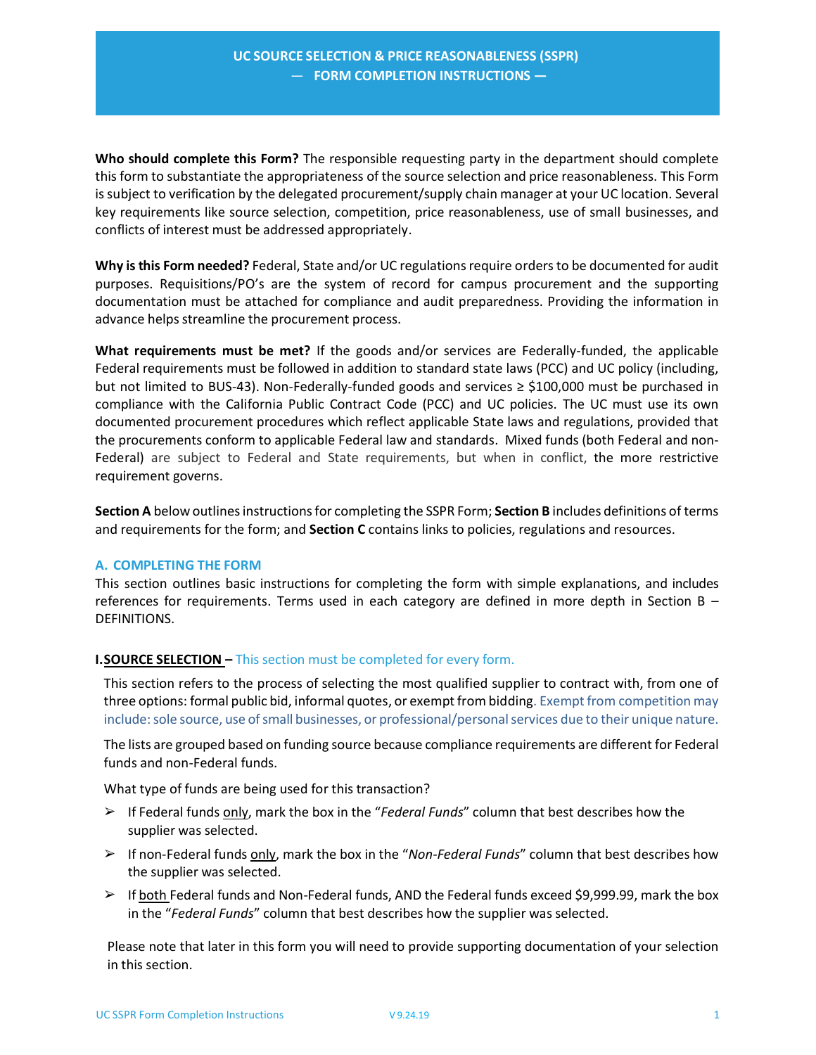# UC SOURCE SELECTION & PRICE REASONABLENESS (SSPR)
## — FORM COMPLETION INSTRUCTIONS —

**Who should complete this Form?** The responsible requesting party in the department should complete this form to substantiate the appropriateness of the source selection and price reasonableness. This Form is subject to verification by the delegated procurement/supply chain manager at your UC location. Several key requirements like source selection, competition, price reasonableness, use of small businesses, and conflicts of interest must be addressed appropriately.

**Why is this Form needed?** Federal, State and/or UC regulations require orders to be documented for audit purposes. Requisitions/PO's are the system of record for campus procurement and the supporting documentation must be attached for compliance and audit preparedness. Providing the information in advance helps streamline the procurement process.

**What requirements must be met?** If the goods and/or services are Federally-funded, the applicable Federal requirements must be followed in addition to standard state laws (PCC) and UC policy (including, but not limited to BUS-43). Non-Federally-funded goods and services ≥ $100,000 must be purchased in compliance with the California Public Contract Code (PCC) and UC policies. The UC must use its own documented procurement procedures which reflect applicable State laws and regulations, provided that the procurements conform to applicable Federal law and standards. Mixed funds (both Federal and non-Federal) are subject to Federal and State requirements, but when in conflict, the more restrictive requirement governs.

**Section A** below outlines instructions for completing the SSPR Form; **Section B** includes definitions of terms and requirements for the form; and **Section C** contains links to policies, regulations and resources.

## A. COMPLETING THE FORM

This section outlines basic instructions for completing the form with simple explanations, and includes references for requirements. Terms used in each category are defined in more depth in Section B – DEFINITIONS.

### I. SOURCE SELECTION – This section must be completed for every form.

This section refers to the process of selecting the most qualified supplier to contract with, from one of three options: formal public bid, informal quotes, or exempt from bidding. Exempt from competition may include: sole source, use of small businesses, or professional/personal services due to their unique nature.

The lists are grouped based on funding source because compliance requirements are different for Federal funds and non-Federal funds.

What type of funds are being used for this transaction?

- If Federal funds only, mark the box in the "*Federal Funds*" column that best describes how the supplier was selected.
- If non-Federal funds only, mark the box in the "*Non-Federal Funds*" column that best describes how the supplier was selected.
- If both Federal funds and Non-Federal funds, AND the Federal funds exceed $9,999.99, mark the box in the "*Federal Funds*" column that best describes how the supplier was selected.

Please note that later in this form you will need to provide supporting documentation of your selection in this section.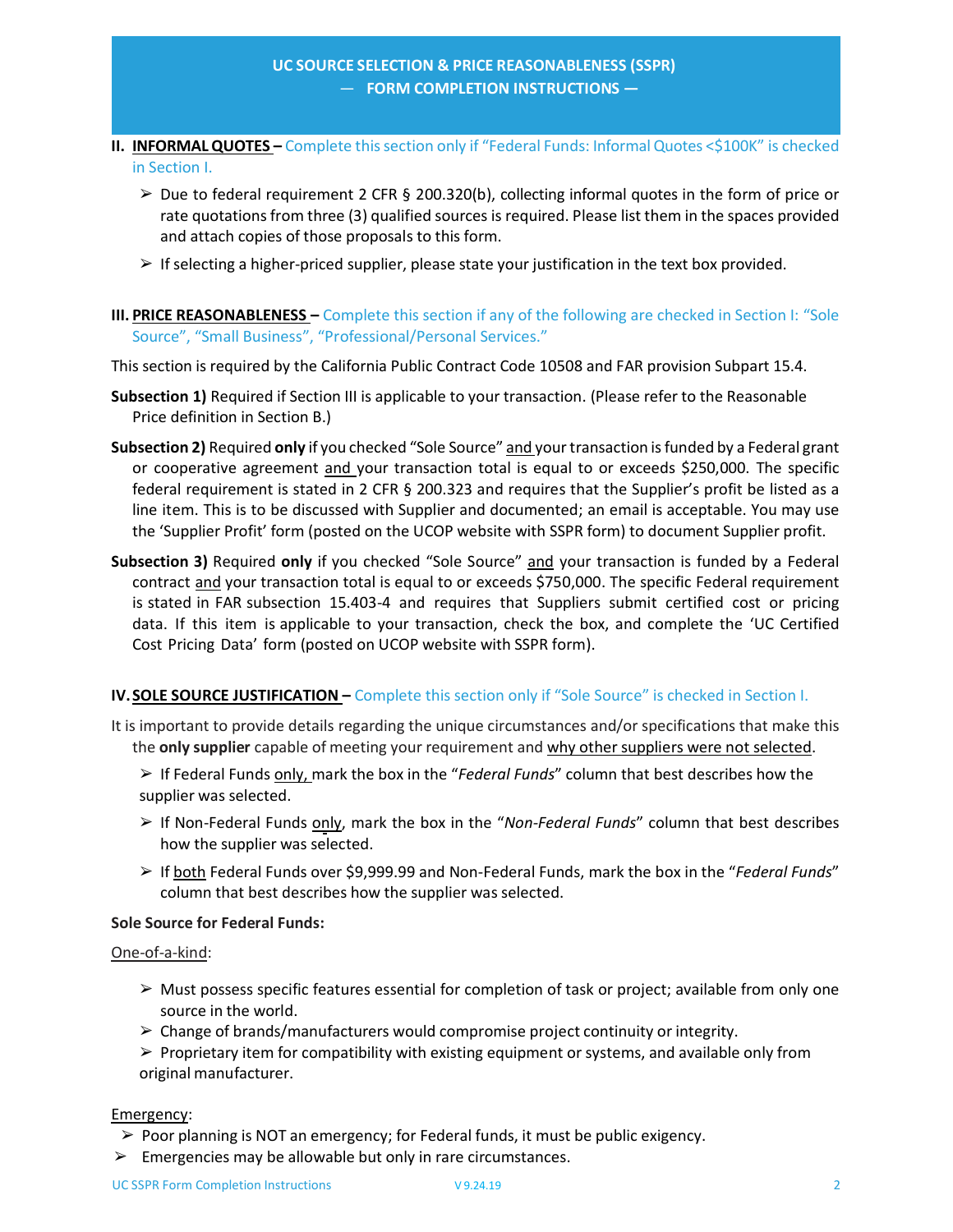# UC SOURCE SELECTION & PRICE REASONABLENESS (SSPR) — FORM COMPLETION INSTRUCTIONS —

**II. INFORMAL QUOTES –** Complete this section only if "Federal Funds: Informal Quotes <$100K" is checked in Section I.

- Due to federal requirement 2 CFR § 200.320(b), collecting informal quotes in the form of price or rate quotations from three (3) qualified sources is required. Please list them in the spaces provided and attach copies of those proposals to this form.
- If selecting a higher-priced supplier, please state your justification in the text box provided.

**III. PRICE REASONABLENESS –** Complete this section if any of the following are checked in Section I: "Sole Source", "Small Business", "Professional/Personal Services."

This section is required by the California Public Contract Code 10508 and FAR provision Subpart 15.4.

**Subsection 1)** Required if Section III is applicable to your transaction. (Please refer to the Reasonable Price definition in Section B.)

**Subsection 2)** Required **only** if you checked "Sole Source" and your transaction is funded by a Federal grant or cooperative agreement and your transaction total is equal to or exceeds $250,000. The specific federal requirement is stated in 2 CFR § 200.323 and requires that the Supplier's profit be listed as a line item. This is to be discussed with Supplier and documented; an email is acceptable. You may use the 'Supplier Profit' form (posted on the UCOP website with SSPR form) to document Supplier profit.

**Subsection 3)** Required **only** if you checked "Sole Source" and your transaction is funded by a Federal contract and your transaction total is equal to or exceeds $750,000. The specific Federal requirement is stated in FAR subsection 15.403-4 and requires that Suppliers submit certified cost or pricing data. If this item is applicable to your transaction, check the box, and complete the 'UC Certified Cost Pricing Data' form (posted on UCOP website with SSPR form).

**IV. SOLE SOURCE JUSTIFICATION –** Complete this section only if "Sole Source" is checked in Section I.

It is important to provide details regarding the unique circumstances and/or specifications that make this the **only supplier** capable of meeting your requirement and why other suppliers were not selected.

- If Federal Funds only, mark the box in the "*Federal Funds*" column that best describes how the supplier was selected.
- If Non-Federal Funds only, mark the box in the "*Non-Federal Funds*" column that best describes how the supplier was selected.
- If both Federal Funds over $9,999.99 and Non-Federal Funds, mark the box in the "*Federal Funds*" column that best describes how the supplier was selected.

**Sole Source for Federal Funds:**

One-of-a-kind:

- Must possess specific features essential for completion of task or project; available from only one source in the world.
- Change of brands/manufacturers would compromise project continuity or integrity.
- Proprietary item for compatibility with existing equipment or systems, and available only from original manufacturer.

Emergency:

- Poor planning is NOT an emergency; for Federal funds, it must be public exigency.
- Emergencies may be allowable but only in rare circumstances.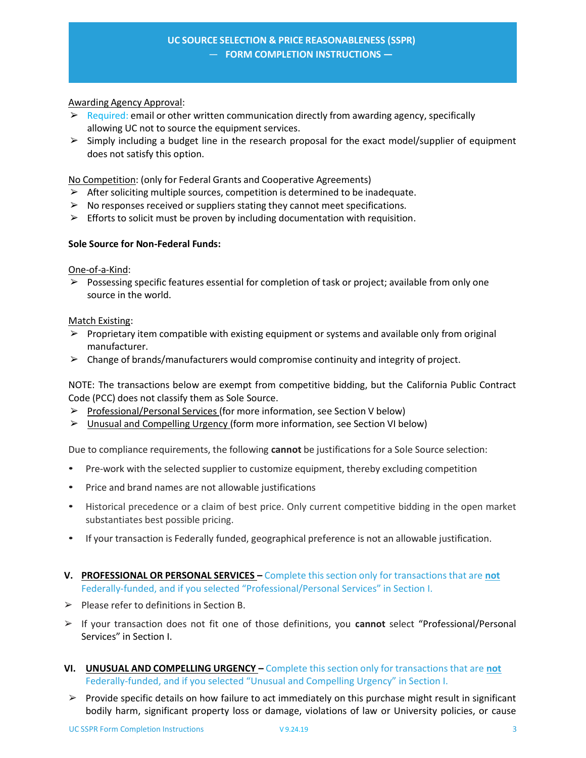Awarding Agency Approval:

- Required: email or other written communication directly from awarding agency, specifically allowing UC not to source the equipment services.
- Simply including a budget line in the research proposal for the exact model/supplier of equipment does not satisfy this option.

No Competition: (only for Federal Grants and Cooperative Agreements)

- After soliciting multiple sources, competition is determined to be inadequate.
- No responses received or suppliers stating they cannot meet specifications.
- Efforts to solicit must be proven by including documentation with requisition.

**Sole Source for Non-Federal Funds:**

One-of-a-Kind:

- Possessing specific features essential for completion of task or project; available from only one source in the world.

Match Existing:

- Proprietary item compatible with existing equipment or systems and available only from original manufacturer.
- Change of brands/manufacturers would compromise continuity and integrity of project.

NOTE: The transactions below are exempt from competitive bidding, but the California Public Contract Code (PCC) does not classify them as Sole Source.

- Professional/Personal Services (for more information, see Section V below)
- Unusual and Compelling Urgency (form more information, see Section VI below)

Due to compliance requirements, the following **cannot** be justifications for a Sole Source selection:

- Pre-work with the selected supplier to customize equipment, thereby excluding competition
- Price and brand names are not allowable justifications
- Historical precedence or a claim of best price. Only current competitive bidding in the open market substantiates best possible pricing.
- If your transaction is Federally funded, geographical preference is not an allowable justification.

## V. PROFESSIONAL OR PERSONAL SERVICES – Complete this section only for transactions that are **not** Federally-funded, and if you selected "Professional/Personal Services" in Section I.

- Please refer to definitions in Section B.
- If your transaction does not fit one of those definitions, you **cannot** select "Professional/Personal Services" in Section I.

## VI. UNUSUAL AND COMPELLING URGENCY – Complete this section only for transactions that are **not** Federally-funded, and if you selected "Unusual and Compelling Urgency" in Section I.

- Provide specific details on how failure to act immediately on this purchase might result in significant bodily harm, significant property loss or damage, violations of law or University policies, or cause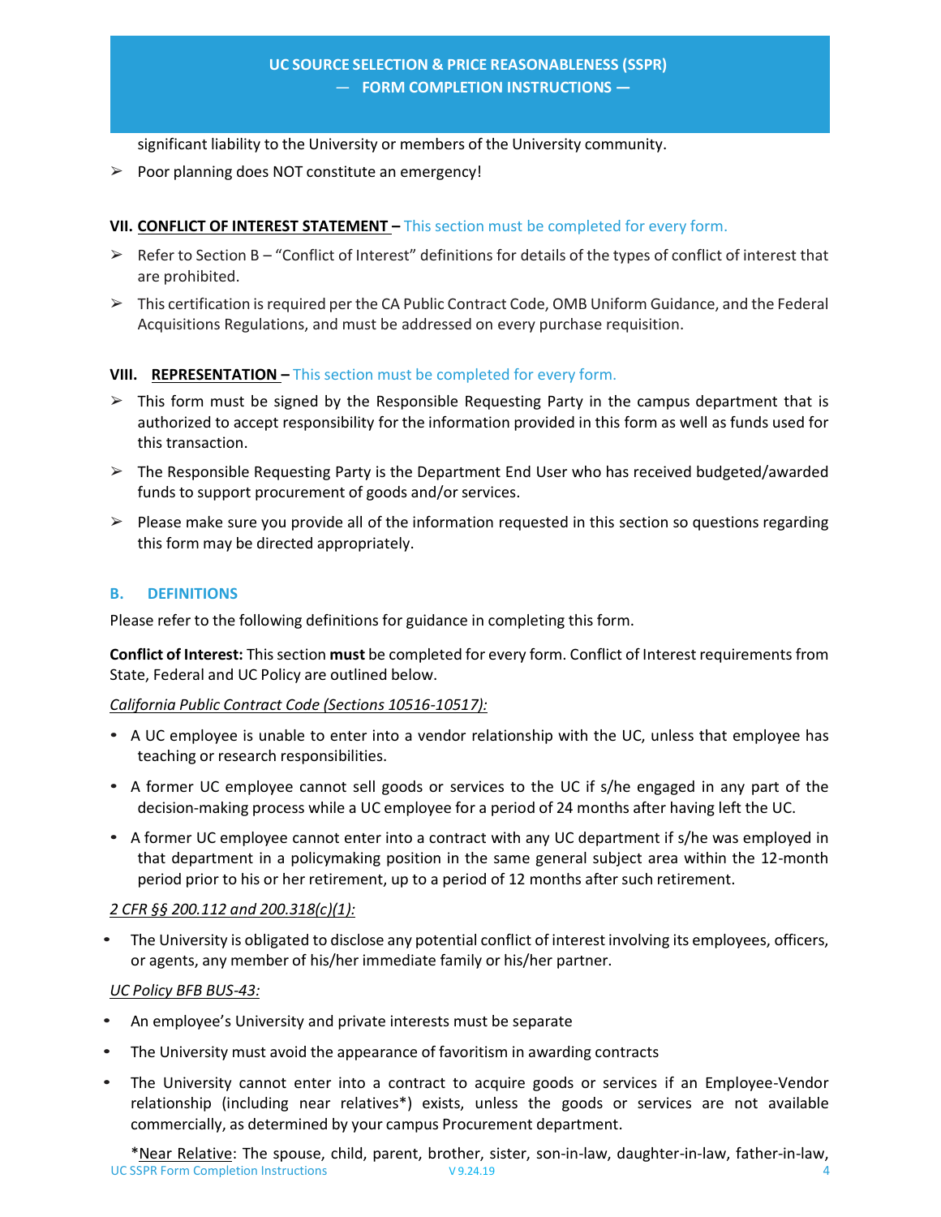significant liability to the University or members of the University community.

- ➢ Poor planning does NOT constitute an emergency!

**VII. CONFLICT OF INTEREST STATEMENT –** This section must be completed for every form.

- ➢ Refer to Section B – "Conflict of Interest" definitions for details of the types of conflict of interest that are prohibited.
- ➢ This certification is required per the CA Public Contract Code, OMB Uniform Guidance, and the Federal Acquisitions Regulations, and must be addressed on every purchase requisition.

**VIII. REPRESENTATION –** This section must be completed for every form.

- ➢ This form must be signed by the Responsible Requesting Party in the campus department that is authorized to accept responsibility for the information provided in this form as well as funds used for this transaction.
- ➢ The Responsible Requesting Party is the Department End User who has received budgeted/awarded funds to support procurement of goods and/or services.
- ➢ Please make sure you provide all of the information requested in this section so questions regarding this form may be directed appropriately.

## B. DEFINITIONS

Please refer to the following definitions for guidance in completing this form.

**Conflict of Interest:** This section **must** be completed for every form. Conflict of Interest requirements from State, Federal and UC Policy are outlined below.

*California Public Contract Code (Sections 10516-10517):*

- A UC employee is unable to enter into a vendor relationship with the UC, unless that employee has teaching or research responsibilities.
- A former UC employee cannot sell goods or services to the UC if s/he engaged in any part of the decision-making process while a UC employee for a period of 24 months after having left the UC.
- A former UC employee cannot enter into a contract with any UC department if s/he was employed in that department in a policymaking position in the same general subject area within the 12-month period prior to his or her retirement, up to a period of 12 months after such retirement.

*2 CFR §§ 200.112 and 200.318(c)(1):*

- The University is obligated to disclose any potential conflict of interest involving its employees, officers, or agents, any member of his/her immediate family or his/her partner.

*UC Policy BFB BUS-43:*

- An employee's University and private interests must be separate
- The University must avoid the appearance of favoritism in awarding contracts
- The University cannot enter into a contract to acquire goods or services if an Employee-Vendor relationship (including near relatives*) exists, unless the goods or services are not available commercially, as determined by your campus Procurement department.

*Near Relative: The spouse, child, parent, brother, sister, son-in-law, daughter-in-law, father-in-law,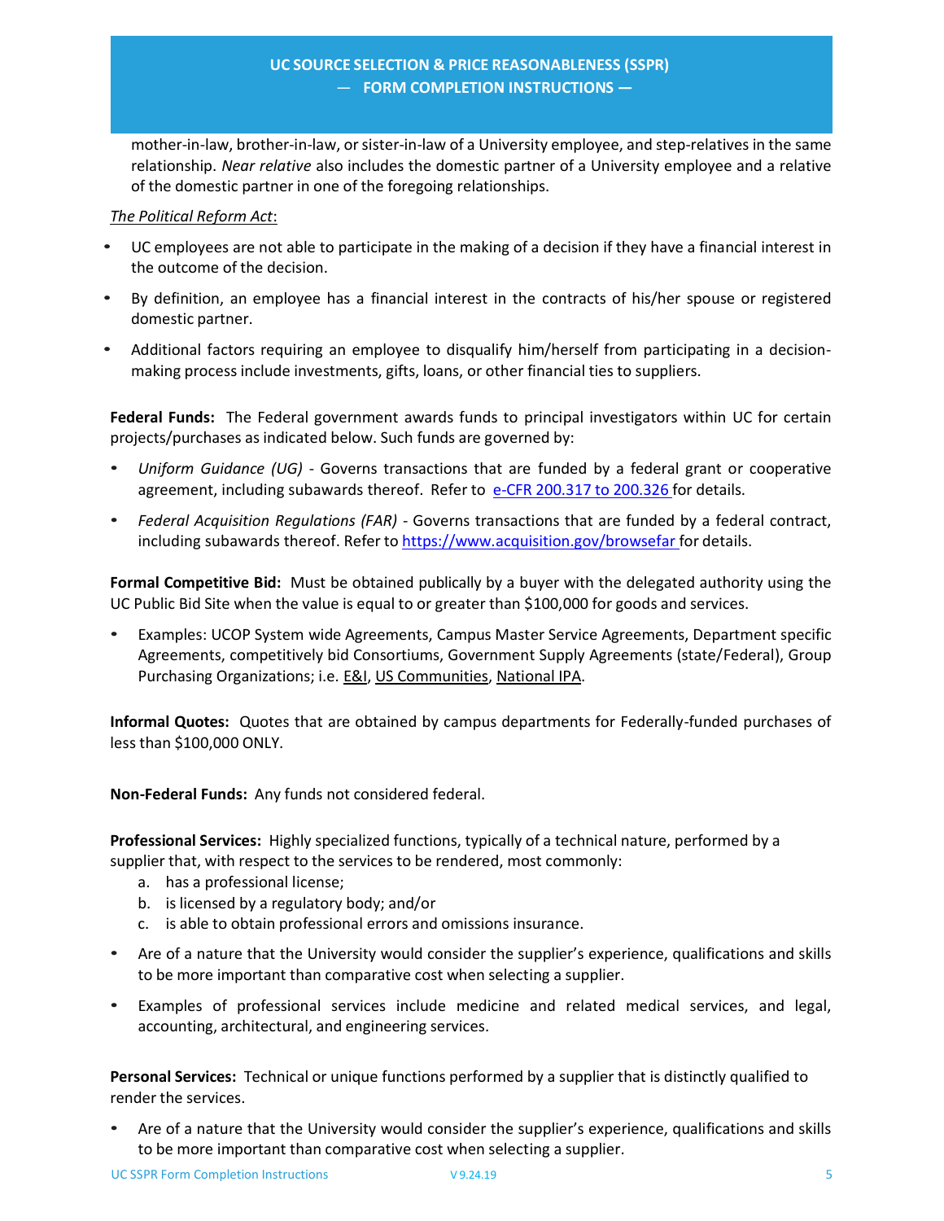mother-in-law, brother-in-law, or sister-in-law of a University employee, and step-relatives in the same relationship. *Near relative* also includes the domestic partner of a University employee and a relative of the domestic partner in one of the foregoing relationships.

*The Political Reform Act*:

- UC employees are not able to participate in the making of a decision if they have a financial interest in the outcome of the decision.
- By definition, an employee has a financial interest in the contracts of his/her spouse or registered domestic partner.
- Additional factors requiring an employee to disqualify him/herself from participating in a decision-making process include investments, gifts, loans, or other financial ties to suppliers.

**Federal Funds:** The Federal government awards funds to principal investigators within UC for certain projects/purchases as indicated below. Such funds are governed by:

- *Uniform Guidance (UG)* - Governs transactions that are funded by a federal grant or cooperative agreement, including subawards thereof. Refer to e-CFR 200.317 to 200.326 for details.
- *Federal Acquisition Regulations (FAR)* - Governs transactions that are funded by a federal contract, including subawards thereof. Refer to https://www.acquisition.gov/browsefar for details.

**Formal Competitive Bid:** Must be obtained publically by a buyer with the delegated authority using the UC Public Bid Site when the value is equal to or greater than $100,000 for goods and services.

- Examples: UCOP System wide Agreements, Campus Master Service Agreements, Department specific Agreements, competitively bid Consortiums, Government Supply Agreements (state/Federal), Group Purchasing Organizations; i.e. E&I, US Communities, National IPA.

**Informal Quotes:** Quotes that are obtained by campus departments for Federally-funded purchases of less than $100,000 ONLY.

**Non-Federal Funds:** Any funds not considered federal.

**Professional Services:** Highly specialized functions, typically of a technical nature, performed by a supplier that, with respect to the services to be rendered, most commonly:

a. has a professional license;
b. is licensed by a regulatory body; and/or
c. is able to obtain professional errors and omissions insurance.

- Are of a nature that the University would consider the supplier's experience, qualifications and skills to be more important than comparative cost when selecting a supplier.
- Examples of professional services include medicine and related medical services, and legal, accounting, architectural, and engineering services.

**Personal Services:** Technical or unique functions performed by a supplier that is distinctly qualified to render the services.

- Are of a nature that the University would consider the supplier's experience, qualifications and skills to be more important than comparative cost when selecting a supplier.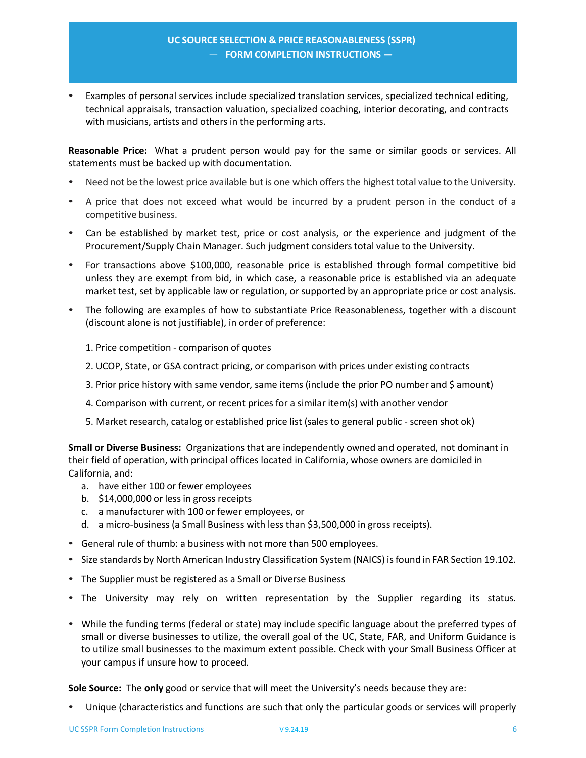- Examples of personal services include specialized translation services, specialized technical editing, technical appraisals, transaction valuation, specialized coaching, interior decorating, and contracts with musicians, artists and others in the performing arts.

**Reasonable Price:** What a prudent person would pay for the same or similar goods or services. All statements must be backed up with documentation.

- Need not be the lowest price available but is one which offers the highest total value to the University.
- A price that does not exceed what would be incurred by a prudent person in the conduct of a competitive business.
- Can be established by market test, price or cost analysis, or the experience and judgment of the Procurement/Supply Chain Manager. Such judgment considers total value to the University.
- For transactions above $100,000, reasonable price is established through formal competitive bid unless they are exempt from bid, in which case, a reasonable price is established via an adequate market test, set by applicable law or regulation, or supported by an appropriate price or cost analysis.
- The following are examples of how to substantiate Price Reasonableness, together with a discount (discount alone is not justifiable), in order of preference:

  1. Price competition - comparison of quotes
  2. UCOP, State, or GSA contract pricing, or comparison with prices under existing contracts
  3. Prior price history with same vendor, same items (include the prior PO number and $ amount)
  4. Comparison with current, or recent prices for a similar item(s) with another vendor
  5. Market research, catalog or established price list (sales to general public - screen shot ok)

**Small or Diverse Business:** Organizations that are independently owned and operated, not dominant in their field of operation, with principal offices located in California, whose owners are domiciled in California, and:

a. have either 100 or fewer employees
b. $14,000,000 or less in gross receipts
c. a manufacturer with 100 or fewer employees, or
d. a micro-business (a Small Business with less than $3,500,000 in gross receipts).

- General rule of thumb: a business with not more than 500 employees.
- Size standards by North American Industry Classification System (NAICS) is found in FAR Section 19.102.
- The Supplier must be registered as a Small or Diverse Business
- The University may rely on written representation by the Supplier regarding its status.
- While the funding terms (federal or state) may include specific language about the preferred types of small or diverse businesses to utilize, the overall goal of the UC, State, FAR, and Uniform Guidance is to utilize small businesses to the maximum extent possible. Check with your Small Business Officer at your campus if unsure how to proceed.

**Sole Source:** The **only** good or service that will meet the University's needs because they are:

- Unique (characteristics and functions are such that only the particular goods or services will properly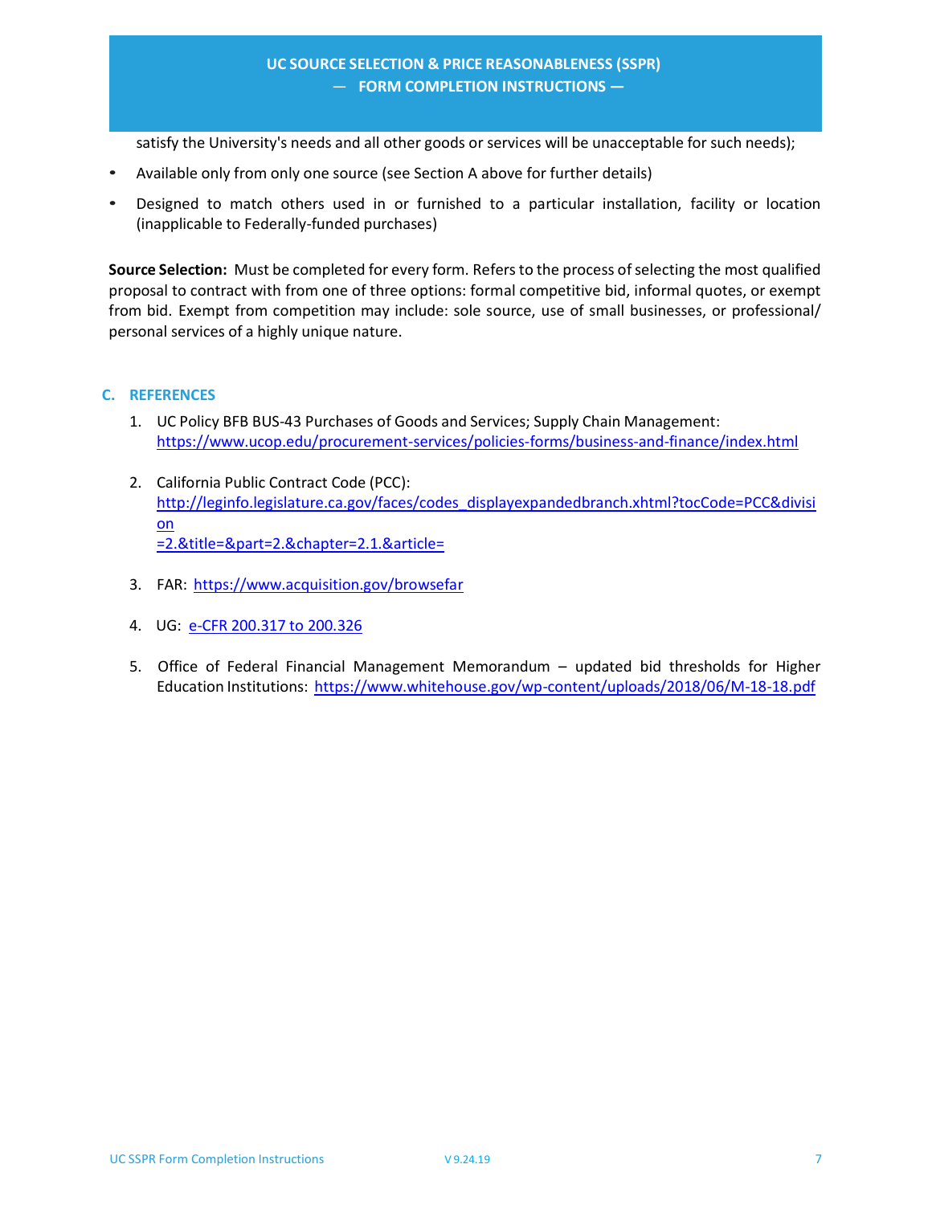satisfy the University's needs and all other goods or services will be unacceptable for such needs);

- Available only from only one source (see Section A above for further details)
- Designed to match others used in or furnished to a particular installation, facility or location (inapplicable to Federally-funded purchases)

**Source Selection:** Must be completed for every form. Refers to the process of selecting the most qualified proposal to contract with from one of three options: formal competitive bid, informal quotes, or exempt from bid. Exempt from competition may include: sole source, use of small businesses, or professional/ personal services of a highly unique nature.

## C. REFERENCES

1. UC Policy BFB BUS-43 Purchases of Goods and Services; Supply Chain Management: https://www.ucop.edu/procurement-services/policies-forms/business-and-finance/index.html

2. California Public Contract Code (PCC): http://leginfo.legislature.ca.gov/faces/codes_displayexpandedbranch.xhtml?tocCode=PCC&division=2.&title=&part=2.&chapter=2.1.&article=

3. FAR: https://www.acquisition.gov/browsefar

4. UG: e-CFR 200.317 to 200.326

5. Office of Federal Financial Management Memorandum – updated bid thresholds for Higher Education Institutions: https://www.whitehouse.gov/wp-content/uploads/2018/06/M-18-18.pdf